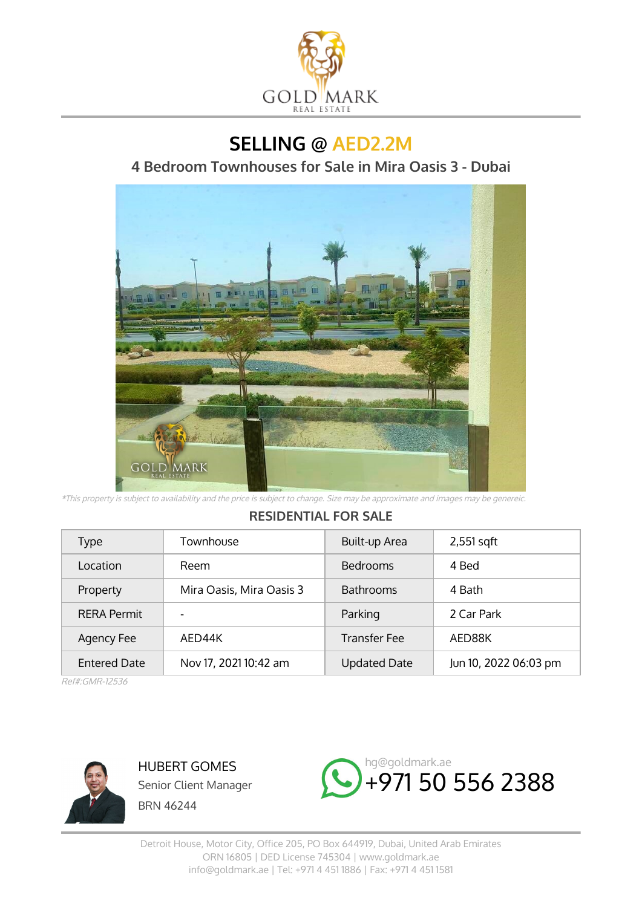# SELLING @ AED2.2M

## 4 Bedroom Townhouses for Sale in Mira Oasis 3 - Dubai

*\*This property is subject to availability and the price is subject to change. Size may be approximate and images may be genereic.*

### RESIDENTIAL FOR SALE

| Type | Townhouse | Built-up Area | 2,551 sqft |
|---|---|---|---|
| Location | Reem | Bedrooms | 4 Bed |
| Property | Mira Oasis, Mira Oasis 3 | Bathrooms | 4 Bath |
| RERA Permit | - | Parking | 2 Car Park |
| Agency Fee | AED44K | Transfer Fee | AED88K |
| Entered Date | Nov 17, 2021 10:42 am | Updated Date | Jun 10, 2022 06:03 pm |

*Ref#:GMR-12536*

HUBERT GOMES
Senior Client Manager
BRN 46244

hg@goldmark.ae
+971 50 556 2388

Detroit House, Motor City, Office 205, PO Box 644919, Dubai, United Arab Emirates
ORN 16805 | DED License 745304 | www.goldmark.ae
info@goldmark.ae | Tel: +971 4 451 1886 | Fax: +971 4 451 1581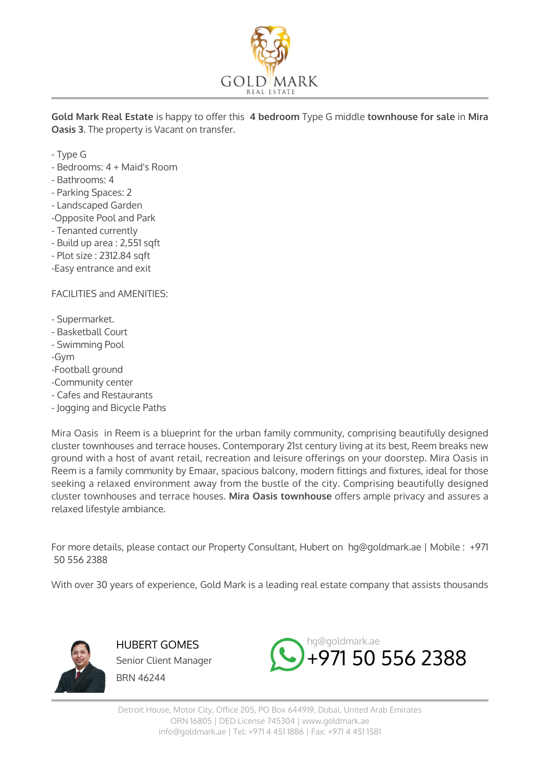GOLD MARK
REAL ESTATE

**Gold Mark Real Estate** is happy to offer this **4 bedroom** Type G middle **townhouse for sale** in **Mira Oasis 3**. The property is Vacant on transfer.

- Type G
- Bedrooms: 4 + Maid's Room
- Bathrooms: 4
- Parking Spaces: 2
- Landscaped Garden
-Opposite Pool and Park
- Tenanted currently
- Build up area : 2,551 sqft
- Plot size : 2312.84 sqft
-Easy entrance and exit

FACILITIES and AMENITIES:

- Supermarket.
- Basketball Court
- Swimming Pool
-Gym
-Football ground
-Community center
- Cafes and Restaurants
- Jogging and Bicycle Paths

Mira Oasis in Reem is a blueprint for the urban family community, comprising beautifully designed cluster townhouses and terrace houses. Contemporary 21st century living at its best, Reem breaks new ground with a host of avant retail, recreation and leisure offerings on your doorstep. Mira Oasis in Reem is a family community by Emaar, spacious balcony, modern fittings and fixtures, ideal for those seeking a relaxed environment away from the bustle of the city. Comprising beautifully designed cluster townhouses and terrace houses. **Mira Oasis townhouse** offers ample privacy and assures a relaxed lifestyle ambiance.

For more details, please contact our Property Consultant, Hubert on hg@goldmark.ae | Mobile : +971 50 556 2388

With over 30 years of experience, Gold Mark is a leading real estate company that assists thousands

HUBERT GOMES
Senior Client Manager
BRN 46244

hg@goldmark.ae
+971 50 556 2388

Detroit House, Motor City, Office 205, PO Box 644919, Dubai, United Arab Emirates
ORN 16805 | DED License 745304 | www.goldmark.ae
info@goldmark.ae | Tel: +971 4 451 1886 | Fax: +971 4 451 1581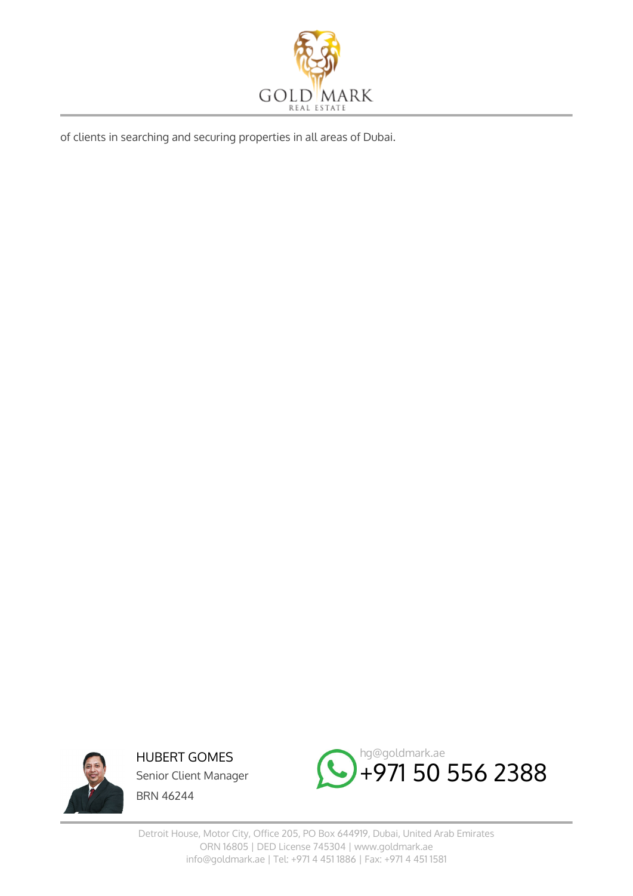of clients in searching and securing properties in all areas of Dubai.

HUBERT GOMES

Senior Client Manager

BRN 46244

hg@goldmark.ae

+971 50 556 2388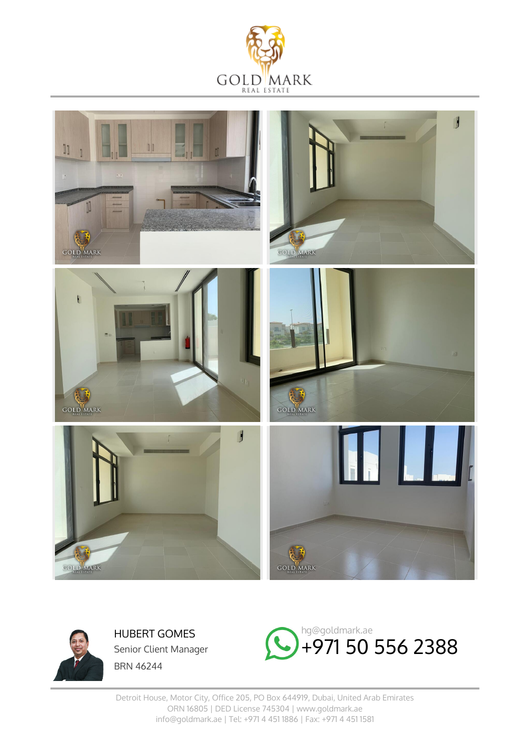HUBERT GOMES

Senior Client Manager

BRN 46244

hg@goldmark.ae

+971 50 556 2388

Detroit House, Motor City, Office 205, PO Box 644919, Dubai, United Arab Emirates
ORN 16805 | DED License 745304 | www.goldmark.ae
info@goldmark.ae | Tel: +971 4 451 1886 | Fax: +971 4 451 1581